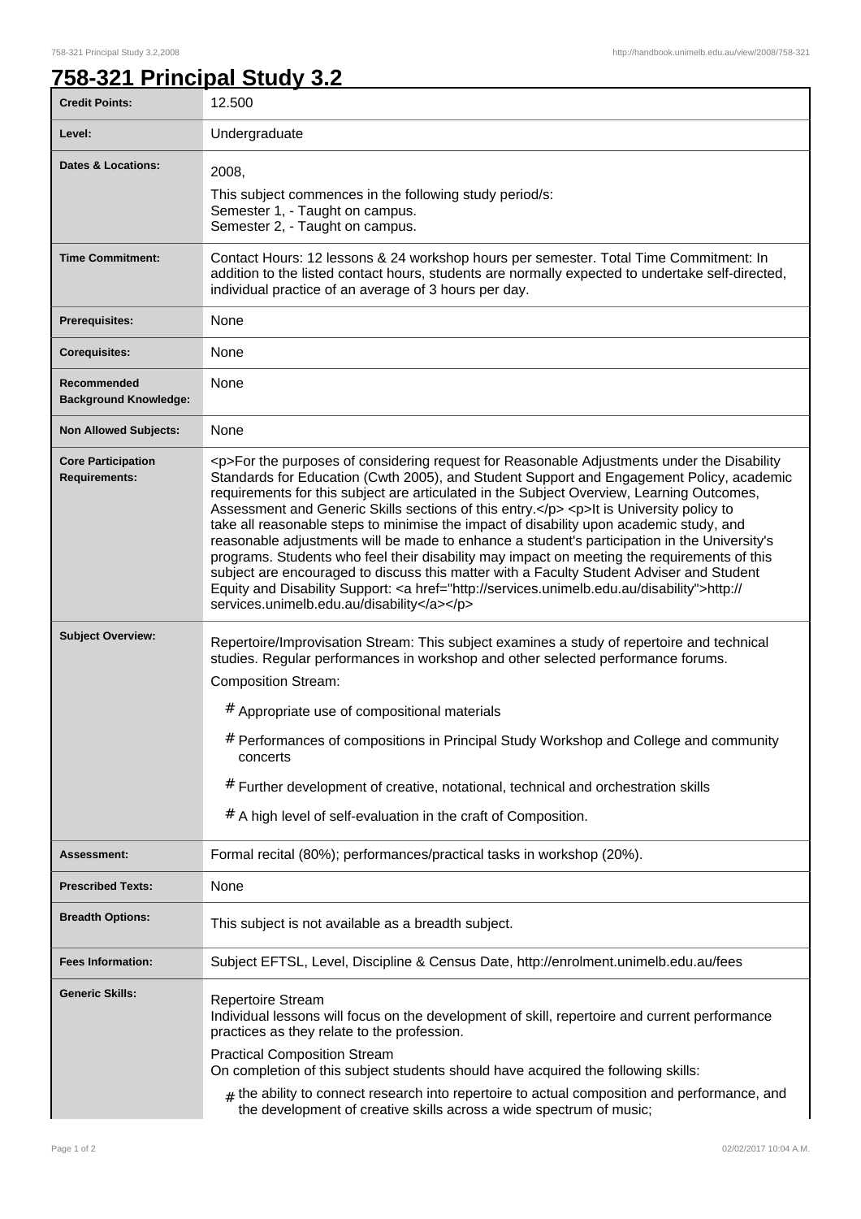# 758-321 Principal Study 3.2

| | |
|---|---|
| **Credit Points:** | 12.500 |
| **Level:** | Undergraduate |
| **Dates & Locations:** | 2008,<br>This subject commences in the following study period/s:<br>Semester 1, - Taught on campus.<br>Semester 2, - Taught on campus. |
| **Time Commitment:** | Contact Hours: 12 lessons & 24 workshop hours per semester. Total Time Commitment: In addition to the listed contact hours, students are normally expected to undertake self-directed, individual practice of an average of 3 hours per day. |
| **Prerequisites:** | None |
| **Corequisites:** | None |
| **Recommended Background Knowledge:** | None |
| **Non Allowed Subjects:** | None |
| **Core Participation Requirements:** | <p>For the purposes of considering request for Reasonable Adjustments under the Disability Standards for Education (Cwth 2005), and Student Support and Engagement Policy, academic requirements for this subject are articulated in the Subject Overview, Learning Outcomes, Assessment and Generic Skills sections of this entry.</p> <p>It is University policy to take all reasonable steps to minimise the impact of disability upon academic study, and reasonable adjustments will be made to enhance a student's participation in the University's programs. Students who feel their disability may impact on meeting the requirements of this subject are encouraged to discuss this matter with a Faculty Student Adviser and Student Equity and Disability Support: <a href="http://services.unimelb.edu.au/disability">http://services.unimelb.edu.au/disability</a></p> |
| **Subject Overview:** | Repertoire/Improvisation Stream: This subject examines a study of repertoire and technical studies. Regular performances in workshop and other selected performance forums.<br>Composition Stream:<br># Appropriate use of compositional materials<br># Performances of compositions in Principal Study Workshop and College and community concerts<br># Further development of creative, notational, technical and orchestration skills<br># A high level of self-evaluation in the craft of Composition. |
| **Assessment:** | Formal recital (80%); performances/practical tasks in workshop (20%). |
| **Prescribed Texts:** | None |
| **Breadth Options:** | This subject is not available as a breadth subject. |
| **Fees Information:** | Subject EFTSL, Level, Discipline & Census Date, http://enrolment.unimelb.edu.au/fees |
| **Generic Skills:** | Repertoire Stream<br>Individual lessons will focus on the development of skill, repertoire and current performance practices as they relate to the profession.<br>Practical Composition Stream<br>On completion of this subject students should have acquired the following skills:<br># the ability to connect research into repertoire to actual composition and performance, and the development of creative skills across a wide spectrum of music; |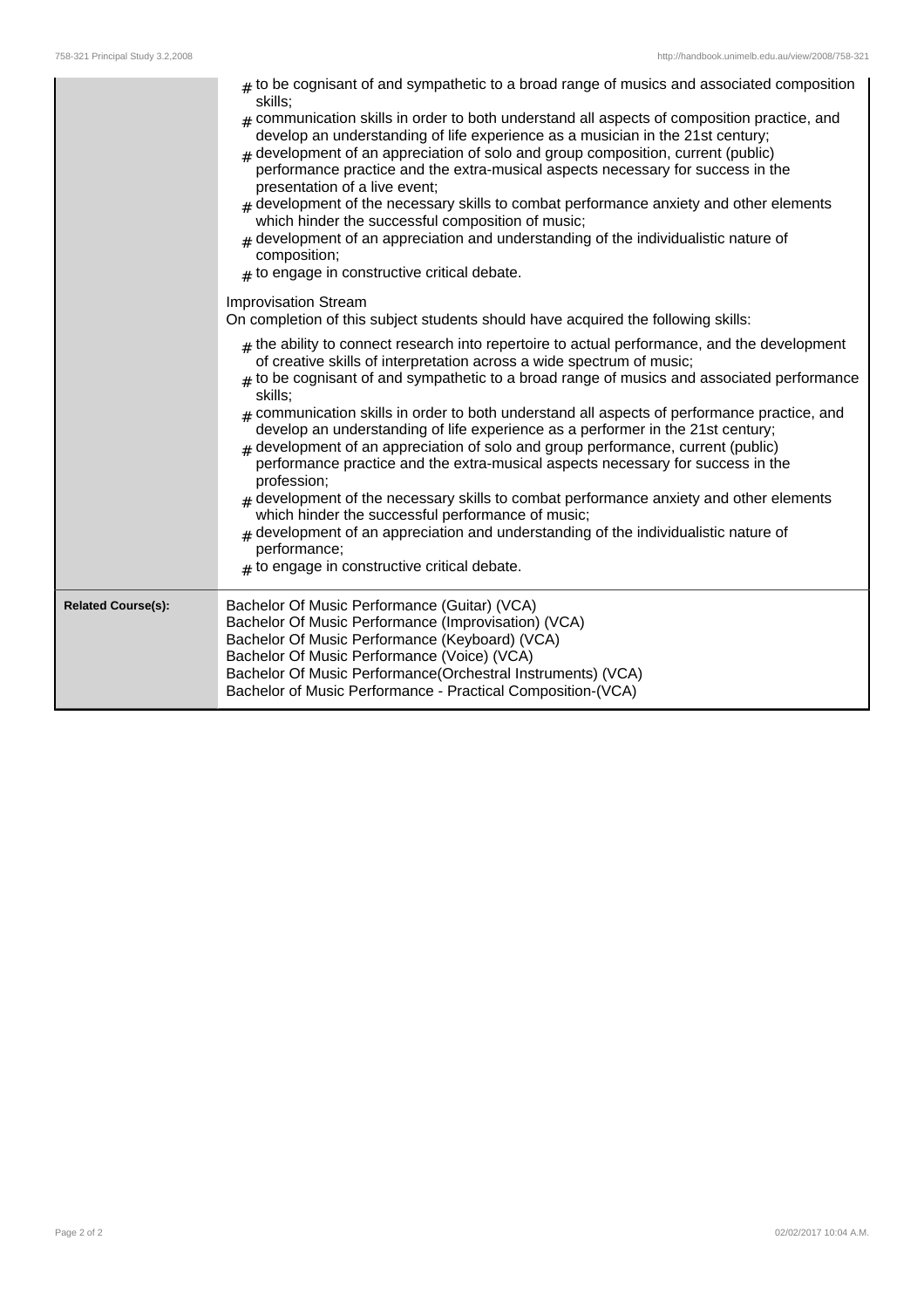| | |
|---|---|
| | # to be cognisant of and sympathetic to a broad range of musics and associated composition skills;<br># communication skills in order to both understand all aspects of composition practice, and develop an understanding of life experience as a musician in the 21st century;<br># development of an appreciation of solo and group composition, current (public) performance practice and the extra-musical aspects necessary for success in the presentation of a live event;<br># development of the necessary skills to combat performance anxiety and other elements which hinder the successful composition of music;<br># development of an appreciation and understanding of the individualistic nature of composition;<br># to engage in constructive critical debate.<br><br>Improvisation Stream<br>On completion of this subject students should have acquired the following skills:<br><br># the ability to connect research into repertoire to actual performance, and the development of creative skills of interpretation across a wide spectrum of music;<br># to be cognisant of and sympathetic to a broad range of musics and associated performance skills;<br># communication skills in order to both understand all aspects of performance practice, and develop an understanding of life experience as a performer in the 21st century;<br># development of an appreciation of solo and group performance, current (public) performance practice and the extra-musical aspects necessary for success in the profession;<br># development of the necessary skills to combat performance anxiety and other elements which hinder the successful performance of music;<br># development of an appreciation and understanding of the individualistic nature of performance;<br># to engage in constructive critical debate. |
| **Related Course(s):** | Bachelor Of Music Performance (Guitar) (VCA)<br>Bachelor Of Music Performance (Improvisation) (VCA)<br>Bachelor Of Music Performance (Keyboard) (VCA)<br>Bachelor Of Music Performance (Voice) (VCA)<br>Bachelor Of Music Performance(Orchestral Instruments) (VCA)<br>Bachelor of Music Performance - Practical Composition-(VCA) |